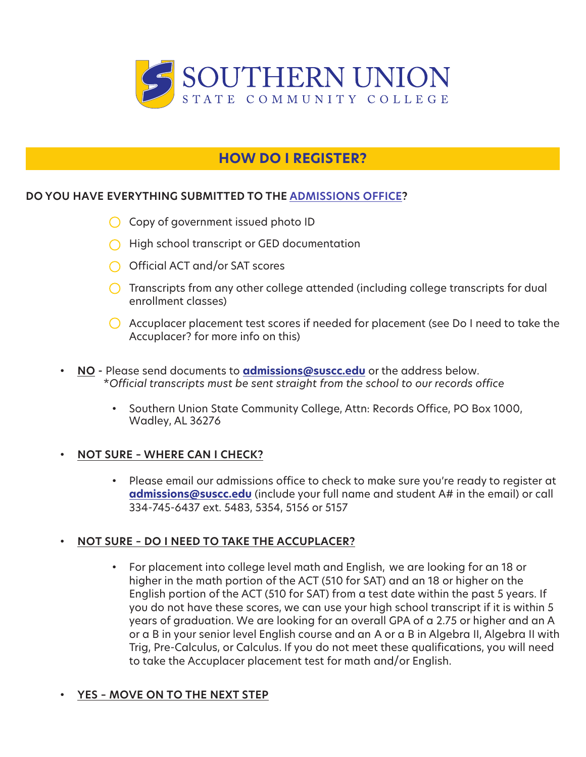# SOUTHERN UNION STATE COMMUNITY COLLEGE

## HOW DO I REGISTER?

**DO YOU HAVE EVERYTHING SUBMITTED TO THE ADMISSIONS OFFICE?**

- ◯ Copy of government issued photo ID
- ◯ High school transcript or GED documentation
- ◯ Official ACT and/or SAT scores
- ◯ Transcripts from any other college attended (including college transcripts for dual enrollment classes)
- ◯ Accuplacer placement test scores if needed for placement (see Do I need to take the Accuplacer? for more info on this)

- **NO** - Please send documents to **admissions@suscc.edu** or the address below.
  *\*Official transcripts must be sent straight from the school to our records office*
  - Southern Union State Community College, Attn: Records Office, PO Box 1000, Wadley, AL 36276

- **NOT SURE – WHERE CAN I CHECK?**
  - Please email our admissions office to check to make sure you're ready to register at **admissions@suscc.edu** (include your full name and student A# in the email) or call 334-745-6437 ext. 5483, 5354, 5156 or 5157

- **NOT SURE – DO I NEED TO TAKE THE ACCUPLACER?**
  - For placement into college level math and English, we are looking for an 18 or higher in the math portion of the ACT (510 for SAT) and an 18 or higher on the English portion of the ACT (510 for SAT) from a test date within the past 5 years. If you do not have these scores, we can use your high school transcript if it is within 5 years of graduation. We are looking for an overall GPA of a 2.75 or higher and an A or a B in your senior level English course and an A or a B in Algebra II, Algebra II with Trig, Pre-Calculus, or Calculus. If you do not meet these qualifications, you will need to take the Accuplacer placement test for math and/or English.

- **YES – MOVE ON TO THE NEXT STEP**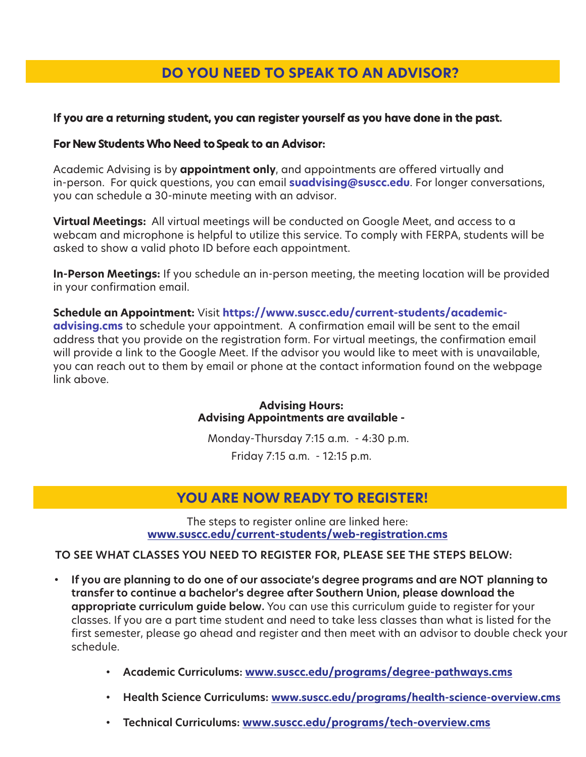## DO YOU NEED TO SPEAK TO AN ADVISOR?

**If you are a returning student, you can register yourself as you have done in the past.**

**For New Students Who Need to Speak to an Advisor:**

Academic Advising is by **appointment only**, and appointments are offered virtually and in-person. For quick questions, you can email **suadvising@suscc.edu**. For longer conversations, you can schedule a 30-minute meeting with an advisor.

**Virtual Meetings:** All virtual meetings will be conducted on Google Meet, and access to a webcam and microphone is helpful to utilize this service. To comply with FERPA, students will be asked to show a valid photo ID before each appointment.

**In-Person Meetings:** If you schedule an in-person meeting, the meeting location will be provided in your confirmation email.

**Schedule an Appointment:** Visit **https://www.suscc.edu/current-students/academic-advising.cms** to schedule your appointment. A confirmation email will be sent to the email address that you provide on the registration form. For virtual meetings, the confirmation email will provide a link to the Google Meet. If the advisor you would like to meet with is unavailable, you can reach out to them by email or phone at the contact information found on the webpage link above.

**Advising Hours:**
**Advising Appointments are available -**

Monday-Thursday 7:15 a.m. - 4:30 p.m.

Friday 7:15 a.m. - 12:15 p.m.

## YOU ARE NOW READY TO REGISTER!

The steps to register online are linked here:
**www.suscc.edu/current-students/web-registration.cms**

**TO SEE WHAT CLASSES YOU NEED TO REGISTER FOR, PLEASE SEE THE STEPS BELOW:**

- **If you are planning to do one of our associate's degree programs and are NOT planning to transfer to continue a bachelor's degree after Southern Union, please download the appropriate curriculum guide below.** You can use this curriculum guide to register for your classes. If you are a part time student and need to take less classes than what is listed for the first semester, please go ahead and register and then meet with an advisor to double check your schedule.
  - **Academic Curriculums: www.suscc.edu/programs/degree-pathways.cms**
  - **Health Science Curriculums: www.suscc.edu/programs/health-science-overview.cms**
  - **Technical Curriculums: www.suscc.edu/programs/tech-overview.cms**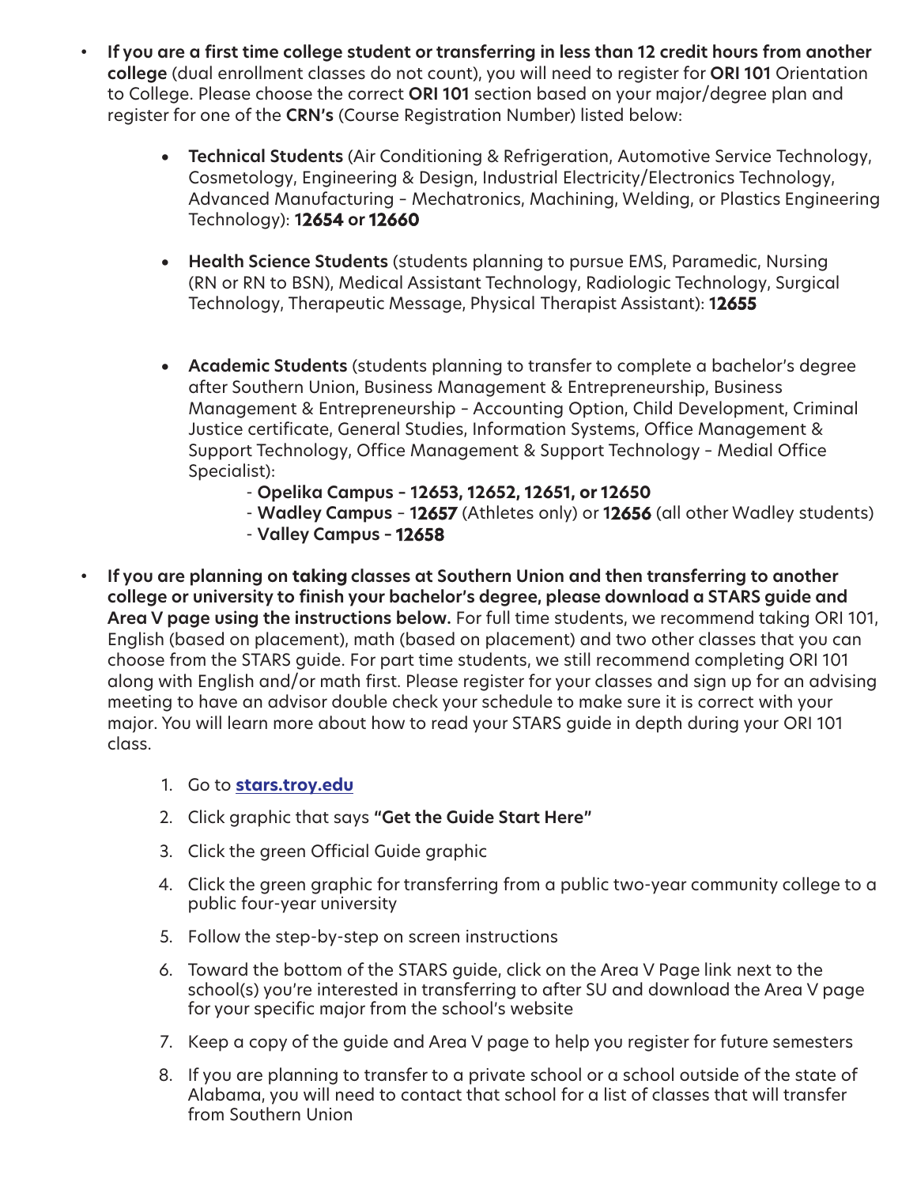- **If you are a first time college student or transferring in less than 12 credit hours from another college** (dual enrollment classes do not count), you will need to register for **ORI 101** Orientation to College. Please choose the correct **ORI 101** section based on your major/degree plan and register for one of the **CRN's** (Course Registration Number) listed below:

    - **Technical Students** (Air Conditioning & Refrigeration, Automotive Service Technology, Cosmetology, Engineering & Design, Industrial Electricity/Electronics Technology, Advanced Manufacturing – Mechatronics, Machining, Welding, or Plastics Engineering Technology): **12654 or 12660**

    - **Health Science Students** (students planning to pursue EMS, Paramedic, Nursing (RN or RN to BSN), Medical Assistant Technology, Radiologic Technology, Surgical Technology, Therapeutic Message, Physical Therapist Assistant): **12655**

    - **Academic Students** (students planning to transfer to complete a bachelor's degree after Southern Union, Business Management & Entrepreneurship, Business Management & Entrepreneurship – Accounting Option, Child Development, Criminal Justice certificate, General Studies, Information Systems, Office Management & Support Technology, Office Management & Support Technology – Medial Office Specialist):
        - **Opelika Campus – 12653, 12652, 12651, or 12650**
        - **Wadley Campus** – **12657** (Athletes only) or **12656** (all other Wadley students)
        - **Valley Campus – 12658**

- **If you are planning on taking classes at Southern Union and then transferring to another college or university to finish your bachelor's degree, please download a STARS guide and Area V page using the instructions below.** For full time students, we recommend taking ORI 101, English (based on placement), math (based on placement) and two other classes that you can choose from the STARS guide. For part time students, we still recommend completing ORI 101 along with English and/or math first. Please register for your classes and sign up for an advising meeting to have an advisor double check your schedule to make sure it is correct with your major. You will learn more about how to read your STARS guide in depth during your ORI 101 class.

    1. Go to **stars.troy.edu**
    2. Click graphic that says **"Get the Guide Start Here"**
    3. Click the green Official Guide graphic
    4. Click the green graphic for transferring from a public two-year community college to a public four-year university
    5. Follow the step-by-step on screen instructions
    6. Toward the bottom of the STARS guide, click on the Area V Page link next to the school(s) you're interested in transferring to after SU and download the Area V page for your specific major from the school's website
    7. Keep a copy of the guide and Area V page to help you register for future semesters
    8. If you are planning to transfer to a private school or a school outside of the state of Alabama, you will need to contact that school for a list of classes that will transfer from Southern Union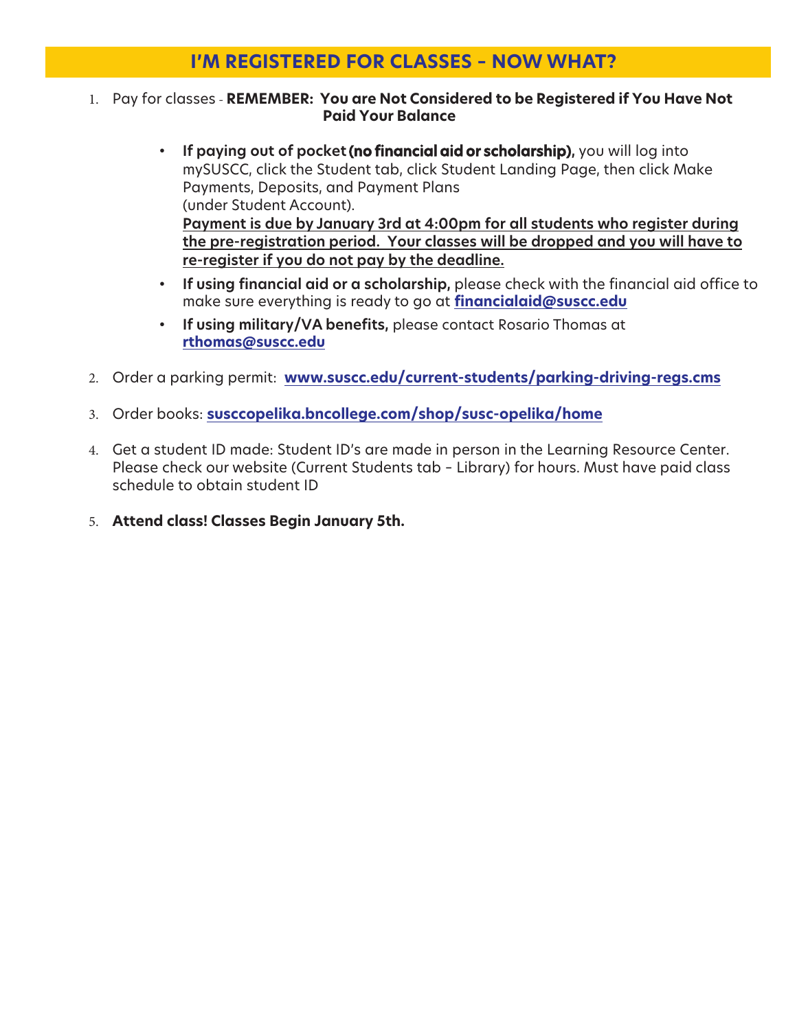## I'M REGISTERED FOR CLASSES – NOW WHAT?

1. Pay for classes - **REMEMBER: You are Not Considered to be Registered if You Have Not Paid Your Balance**
   - **If paying out of pocket (no financial aid or scholarship),** you will log into mySUSCC, click the Student tab, click Student Landing Page, then click Make Payments, Deposits, and Payment Plans (under Student Account). **Payment is due by January 3rd at 4:00pm for all students who register during the pre-registration period. Your classes will be dropped and you will have to re-register if you do not pay by the deadline.**
   - **If using financial aid or a scholarship,** please check with the financial aid office to make sure everything is ready to go at **financialaid@suscc.edu**
   - **If using military/VA benefits,** please contact Rosario Thomas at **rthomas@suscc.edu**
2. Order a parking permit: **www.suscc.edu/current-students/parking-driving-regs.cms**
3. Order books: **susccopelika.bncollege.com/shop/susc-opelika/home**
4. Get a student ID made: Student ID's are made in person in the Learning Resource Center. Please check our website (Current Students tab – Library) for hours. Must have paid class schedule to obtain student ID
5. **Attend class! Classes Begin January 5th.**